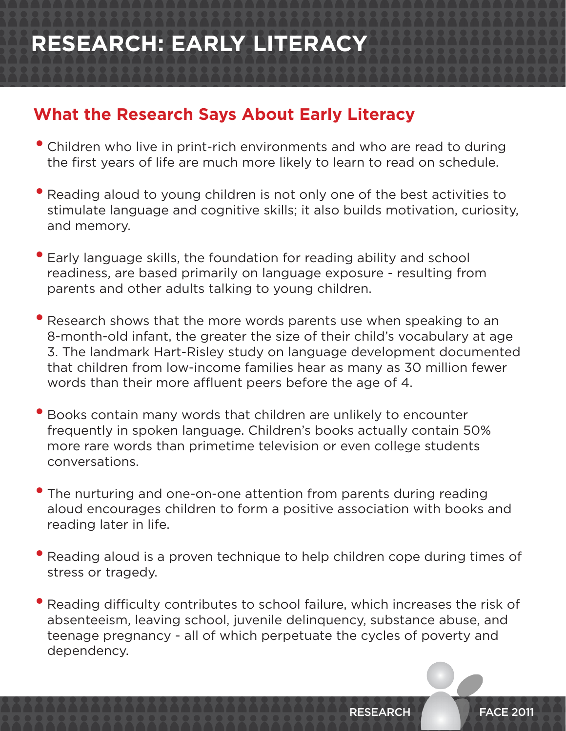# RESEARCH: EARLY LITERACY

## What the Research Says About Early Literacy

- Children who live in print-rich environments and who are read to during the first years of life are much more likely to learn to read on schedule.
- Reading aloud to young children is not only one of the best activities to stimulate language and cognitive skills; it also builds motivation, curiosity, and memory.
- Early language skills, the foundation for reading ability and school readiness, are based primarily on language exposure - resulting from parents and other adults talking to young children.
- Research shows that the more words parents use when speaking to an 8-month-old infant, the greater the size of their child's vocabulary at age 3. The landmark Hart-Risley study on language development documented that children from low-income families hear as many as 30 million fewer words than their more affluent peers before the age of 4.
- Books contain many words that children are unlikely to encounter frequently in spoken language. Children's books actually contain 50% more rare words than primetime television or even college students conversations.
- The nurturing and one-on-one attention from parents during reading aloud encourages children to form a positive association with books and reading later in life.
- Reading aloud is a proven technique to help children cope during times of stress or tragedy.
- Reading difficulty contributes to school failure, which increases the risk of absenteeism, leaving school, juvenile delinquency, substance abuse, and teenage pregnancy - all of which perpetuate the cycles of poverty and dependency.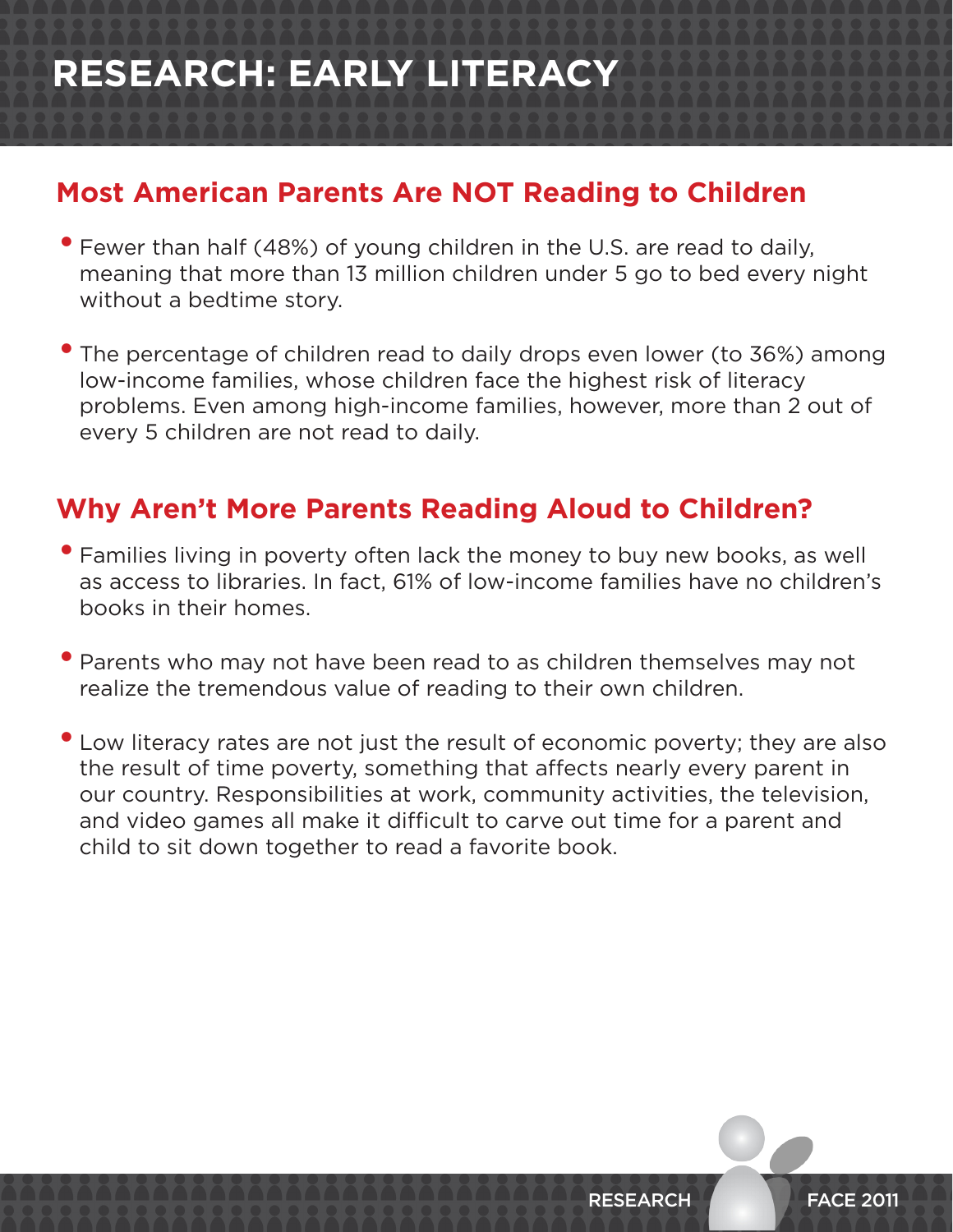# RESEARCH: EARLY LITERACY

## Most American Parents Are NOT Reading to Children

- Fewer than half (48%) of young children in the U.S. are read to daily, meaning that more than 13 million children under 5 go to bed every night without a bedtime story.
- The percentage of children read to daily drops even lower (to 36%) among low-income families, whose children face the highest risk of literacy problems. Even among high-income families, however, more than 2 out of every 5 children are not read to daily.

## Why Aren't More Parents Reading Aloud to Children?

- Families living in poverty often lack the money to buy new books, as well as access to libraries. In fact, 61% of low-income families have no children's books in their homes.
- Parents who may not have been read to as children themselves may not realize the tremendous value of reading to their own children.
- Low literacy rates are not just the result of economic poverty; they are also the result of time poverty, something that affects nearly every parent in our country. Responsibilities at work, community activities, the television, and video games all make it difficult to carve out time for a parent and child to sit down together to read a favorite book.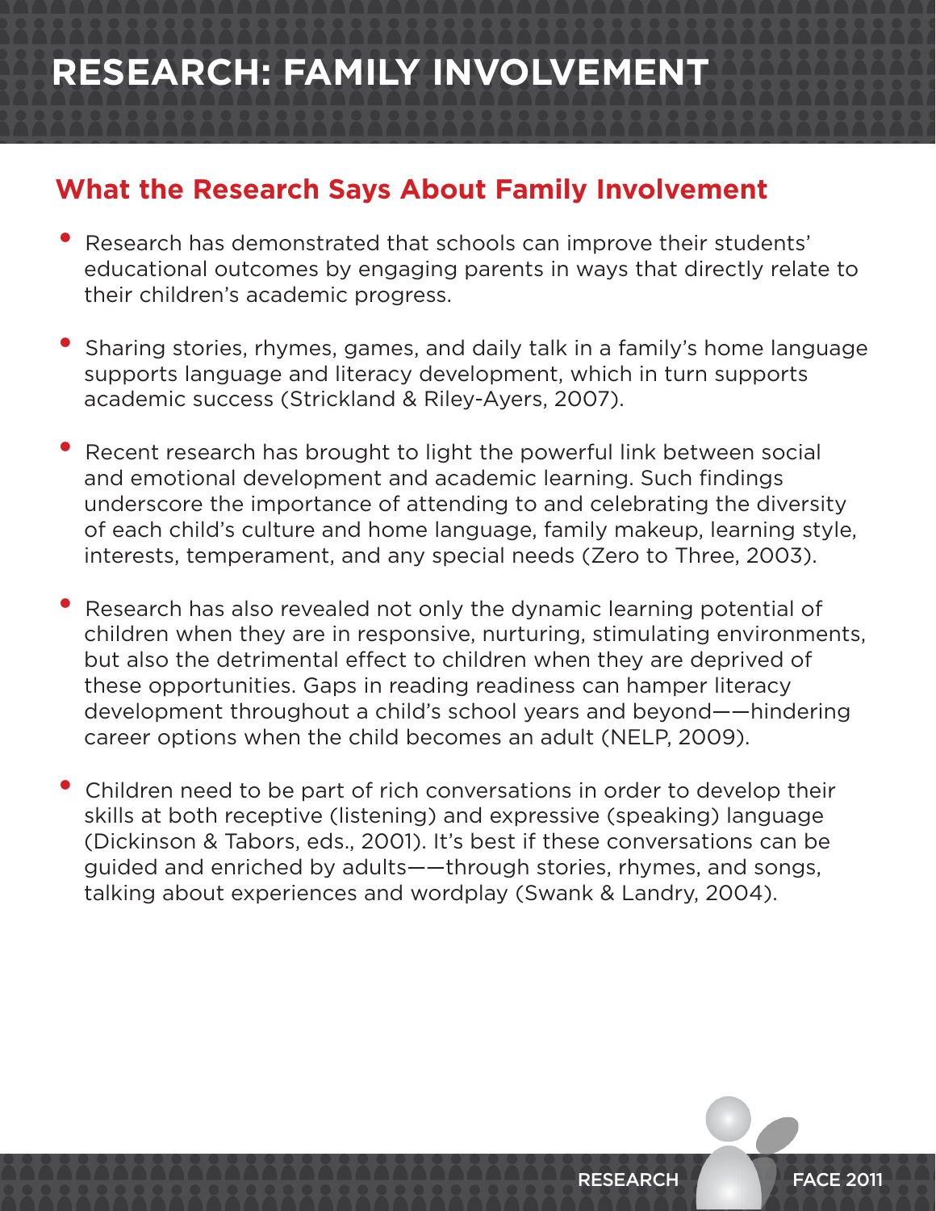# RESEARCH: FAMILY INVOLVEMENT

## What the Research Says About Family Involvement

- Research has demonstrated that schools can improve their students' educational outcomes by engaging parents in ways that directly relate to their children's academic progress.

- Sharing stories, rhymes, games, and daily talk in a family's home language supports language and literacy development, which in turn supports academic success (Strickland & Riley-Ayers, 2007).

- Recent research has brought to light the powerful link between social and emotional development and academic learning. Such findings underscore the importance of attending to and celebrating the diversity of each child's culture and home language, family makeup, learning style, interests, temperament, and any special needs (Zero to Three, 2003).

- Research has also revealed not only the dynamic learning potential of children when they are in responsive, nurturing, stimulating environments, but also the detrimental effect to children when they are deprived of these opportunities. Gaps in reading readiness can hamper literacy development throughout a child's school years and beyond——hindering career options when the child becomes an adult (NELP, 2009).

- Children need to be part of rich conversations in order to develop their skills at both receptive (listening) and expressive (speaking) language (Dickinson & Tabors, eds., 2001). It's best if these conversations can be guided and enriched by adults——through stories, rhymes, and songs, talking about experiences and wordplay (Swank & Landry, 2004).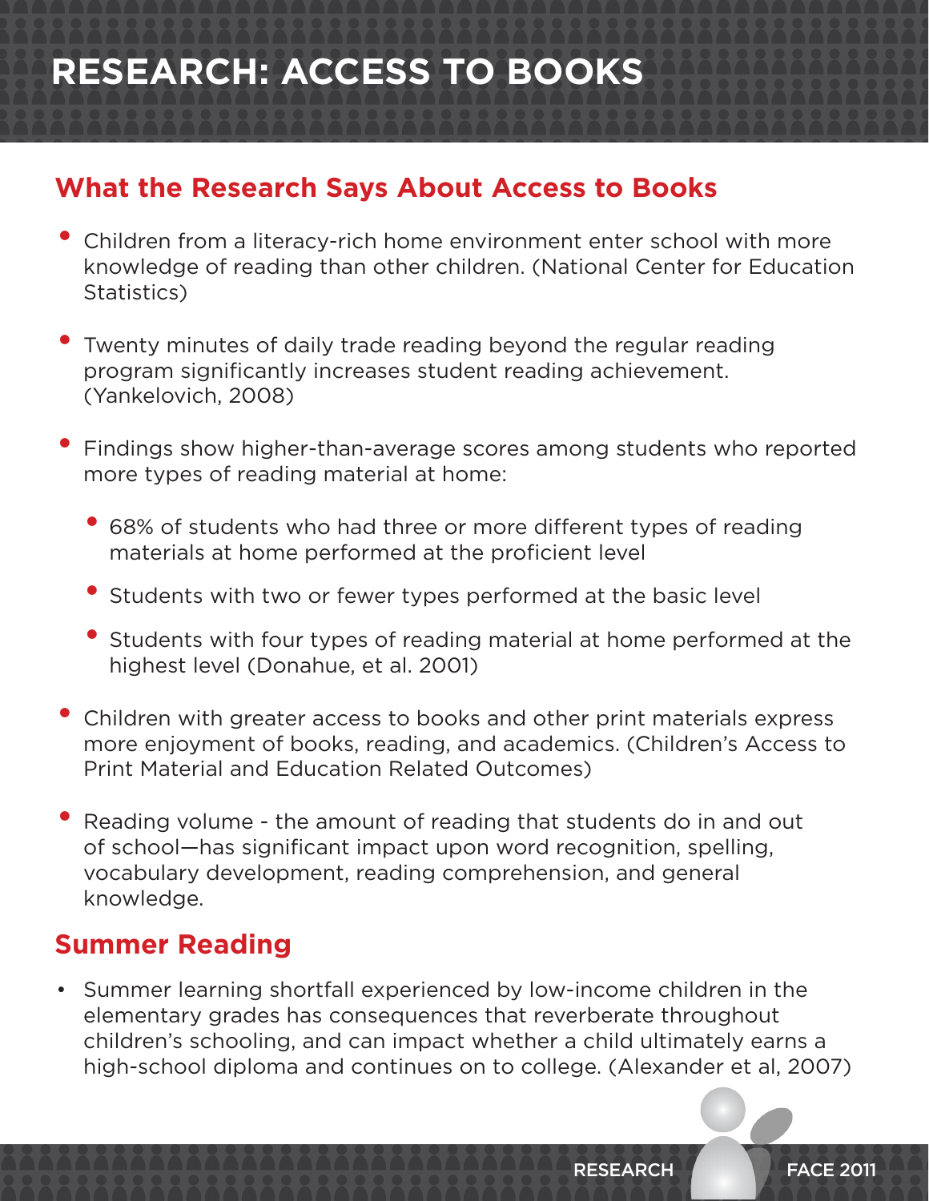# RESEARCH: ACCESS TO BOOKS

## What the Research Says About Access to Books

- Children from a literacy-rich home environment enter school with more knowledge of reading than other children. (National Center for Education Statistics)
- Twenty minutes of daily trade reading beyond the regular reading program significantly increases student reading achievement. (Yankelovich, 2008)
- Findings show higher-than-average scores among students who reported more types of reading material at home:
  - 68% of students who had three or more different types of reading materials at home performed at the proficient level
  - Students with two or fewer types performed at the basic level
  - Students with four types of reading material at home performed at the highest level (Donahue, et al. 2001)
- Children with greater access to books and other print materials express more enjoyment of books, reading, and academics. (Children's Access to Print Material and Education Related Outcomes)
- Reading volume - the amount of reading that students do in and out of school—has significant impact upon word recognition, spelling, vocabulary development, reading comprehension, and general knowledge.

## Summer Reading

- Summer learning shortfall experienced by low-income children in the elementary grades has consequences that reverberate throughout children's schooling, and can impact whether a child ultimately earns a high-school diploma and continues on to college. (Alexander et al, 2007)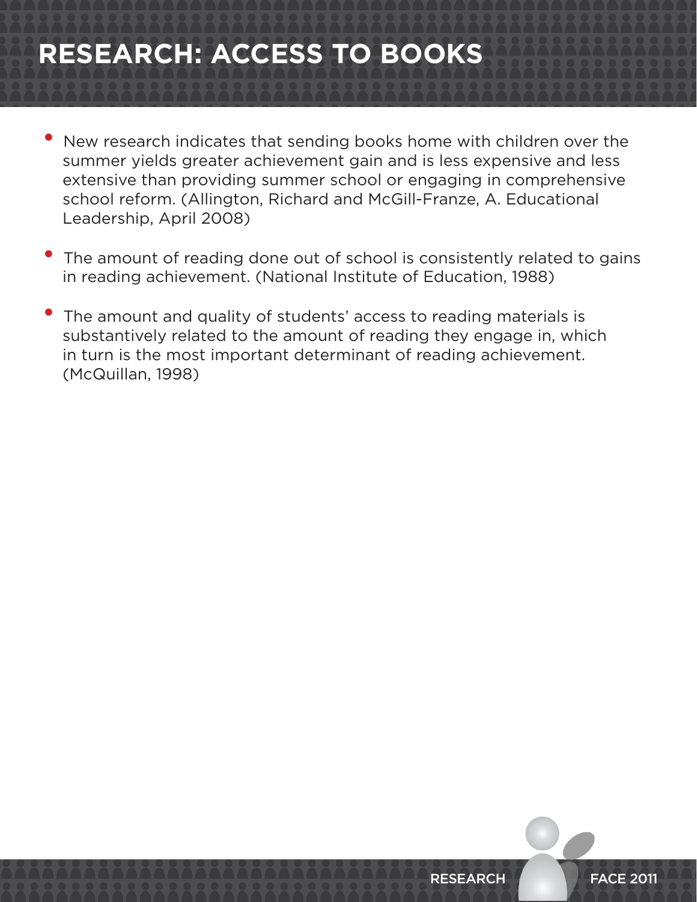# RESEARCH: ACCESS TO BOOKS

- New research indicates that sending books home with children over the summer yields greater achievement gain and is less expensive and less extensive than providing summer school or engaging in comprehensive school reform. (Allington, Richard and McGill-Franze, A. Educational Leadership, April 2008)
- The amount of reading done out of school is consistently related to gains in reading achievement. (National Institute of Education, 1988)
- The amount and quality of students' access to reading materials is substantively related to the amount of reading they engage in, which in turn is the most important determinant of reading achievement. (McQuillan, 1998)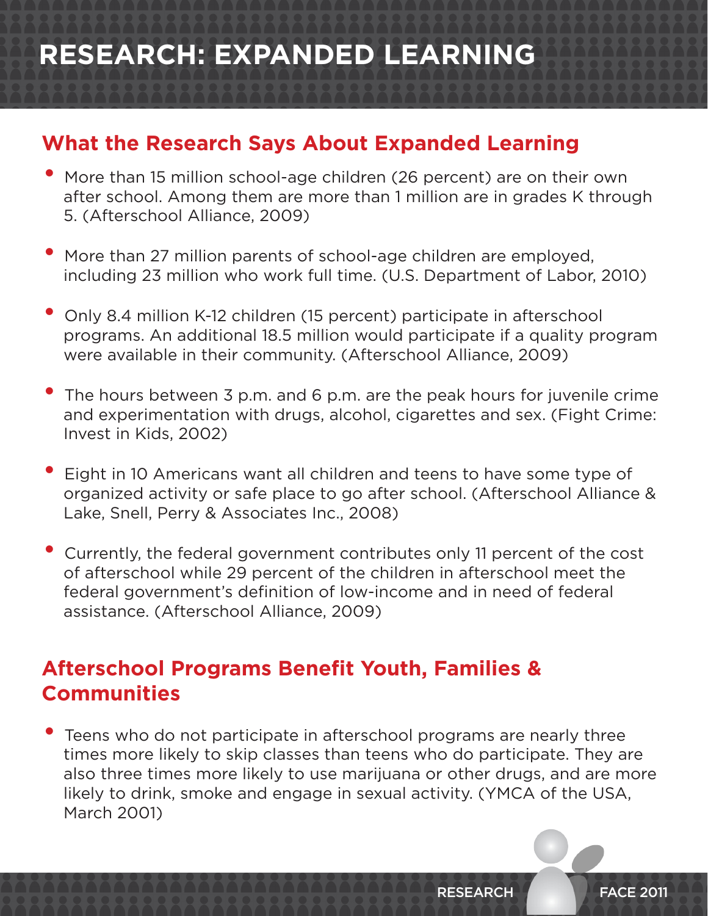# RESEARCH: EXPANDED LEARNING

## What the Research Says About Expanded Learning

- More than 15 million school-age children (26 percent) are on their own after school. Among them are more than 1 million are in grades K through 5. (Afterschool Alliance, 2009)
- More than 27 million parents of school-age children are employed, including 23 million who work full time. (U.S. Department of Labor, 2010)
- Only 8.4 million K-12 children (15 percent) participate in afterschool programs. An additional 18.5 million would participate if a quality program were available in their community. (Afterschool Alliance, 2009)
- The hours between 3 p.m. and 6 p.m. are the peak hours for juvenile crime and experimentation with drugs, alcohol, cigarettes and sex. (Fight Crime: Invest in Kids, 2002)
- Eight in 10 Americans want all children and teens to have some type of organized activity or safe place to go after school. (Afterschool Alliance & Lake, Snell, Perry & Associates Inc., 2008)
- Currently, the federal government contributes only 11 percent of the cost of afterschool while 29 percent of the children in afterschool meet the federal government's definition of low-income and in need of federal assistance. (Afterschool Alliance, 2009)

## Afterschool Programs Benefit Youth, Families & Communities

- Teens who do not participate in afterschool programs are nearly three times more likely to skip classes than teens who do participate. They are also three times more likely to use marijuana or other drugs, and are more likely to drink, smoke and engage in sexual activity. (YMCA of the USA, March 2001)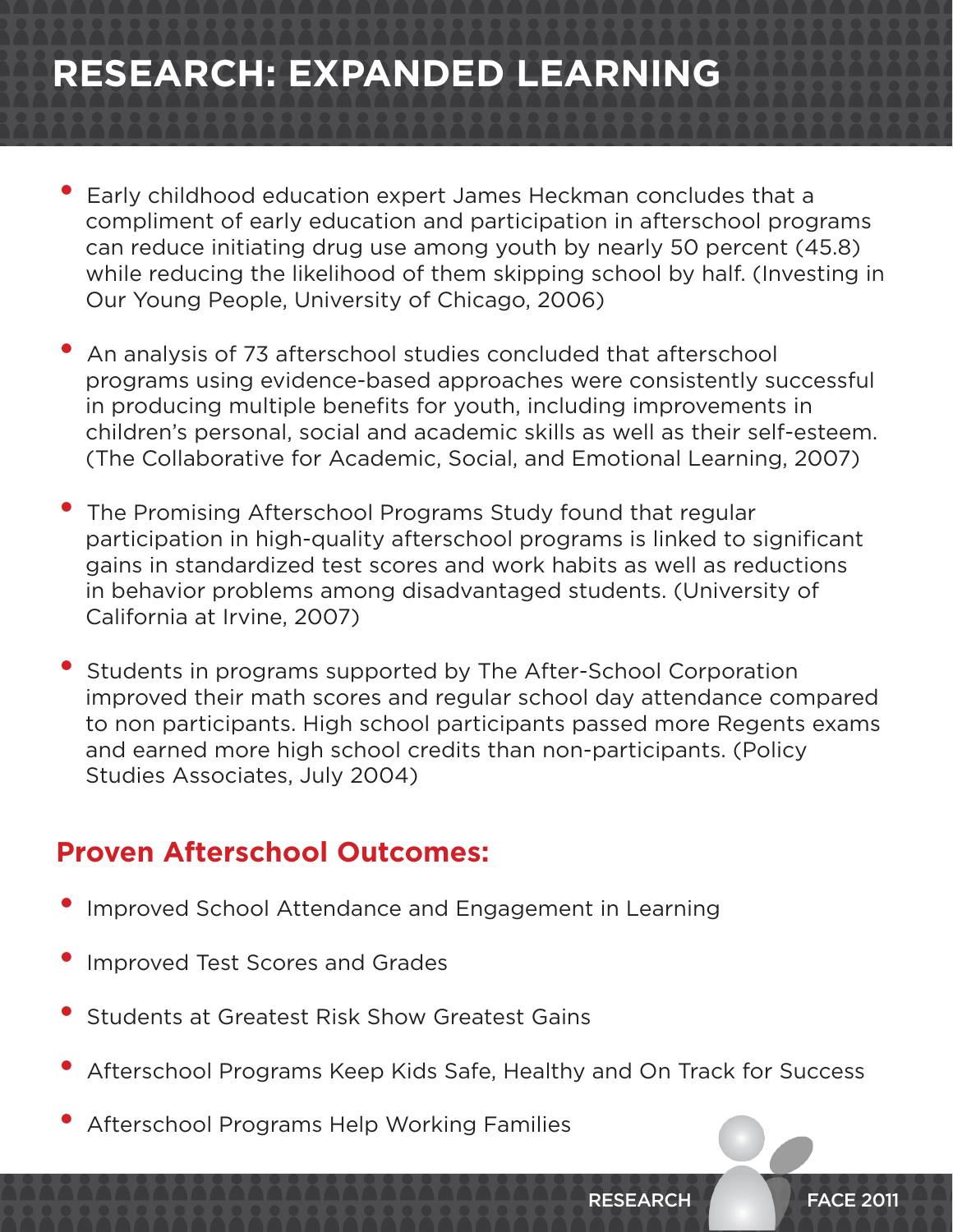# RESEARCH: EXPANDED LEARNING

- Early childhood education expert James Heckman concludes that a compliment of early education and participation in afterschool programs can reduce initiating drug use among youth by nearly 50 percent (45.8) while reducing the likelihood of them skipping school by half. (Investing in Our Young People, University of Chicago, 2006)

- An analysis of 73 afterschool studies concluded that afterschool programs using evidence-based approaches were consistently successful in producing multiple benefits for youth, including improvements in children's personal, social and academic skills as well as their self-esteem. (The Collaborative for Academic, Social, and Emotional Learning, 2007)

- The Promising Afterschool Programs Study found that regular participation in high-quality afterschool programs is linked to significant gains in standardized test scores and work habits as well as reductions in behavior problems among disadvantaged students. (University of California at Irvine, 2007)

- Students in programs supported by The After-School Corporation improved their math scores and regular school day attendance compared to non participants. High school participants passed more Regents exams and earned more high school credits than non-participants. (Policy Studies Associates, July 2004)

## Proven Afterschool Outcomes:

- Improved School Attendance and Engagement in Learning
- Improved Test Scores and Grades
- Students at Greatest Risk Show Greatest Gains
- Afterschool Programs Keep Kids Safe, Healthy and On Track for Success
- Afterschool Programs Help Working Families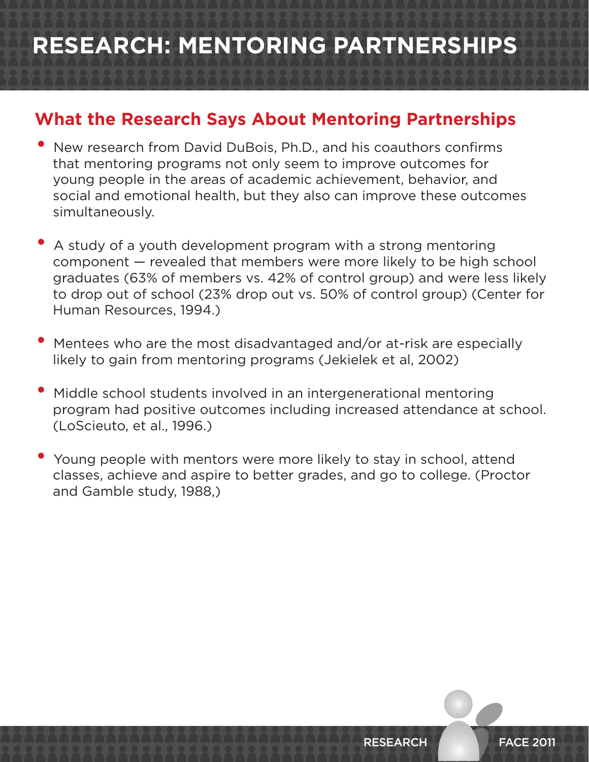# RESEARCH: MENTORING PARTNERSHIPS

## What the Research Says About Mentoring Partnerships

- New research from David DuBois, Ph.D., and his coauthors confirms that mentoring programs not only seem to improve outcomes for young people in the areas of academic achievement, behavior, and social and emotional health, but they also can improve these outcomes simultaneously.

- A study of a youth development program with a strong mentoring component — revealed that members were more likely to be high school graduates (63% of members vs. 42% of control group) and were less likely to drop out of school (23% drop out vs. 50% of control group) (Center for Human Resources, 1994.)

- Mentees who are the most disadvantaged and/or at-risk are especially likely to gain from mentoring programs (Jekielek et al, 2002)

- Middle school students involved in an intergenerational mentoring program had positive outcomes including increased attendance at school. (LoScieuto, et al., 1996.)

- Young people with mentors were more likely to stay in school, attend classes, achieve and aspire to better grades, and go to college. (Proctor and Gamble study, 1988,)